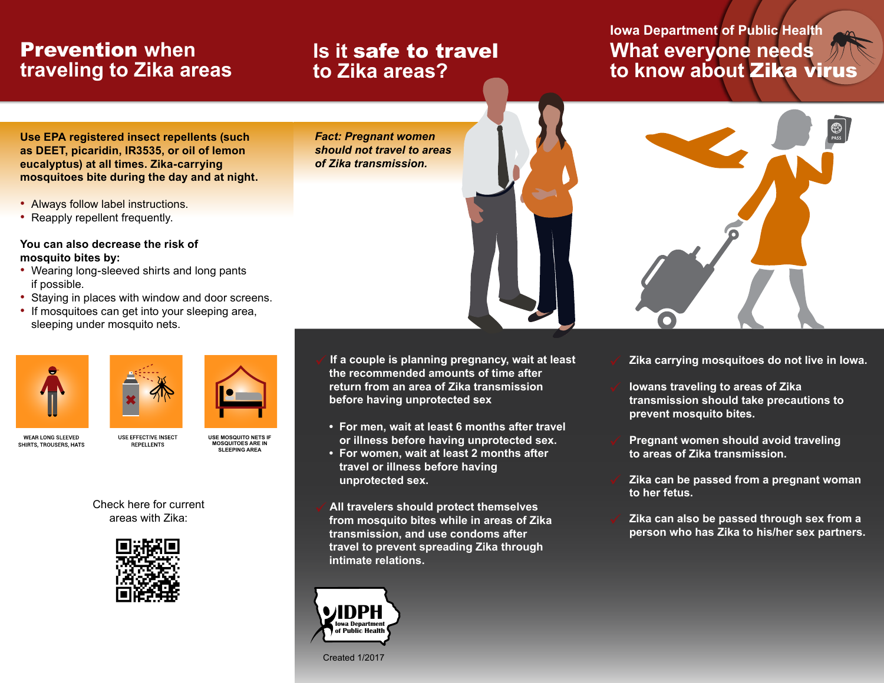# Prevention when traveling to Zika areas

**Use EPA registered insect repellents (such as DEET, picaridin, IR3535, or oil of lemon eucalyptus) at all times. Zika-carrying mosquitoes bite during the day and at night.**

- Always follow label instructions.
- Reapply repellent frequently.

**You can also decrease the risk of mosquito bites by:**

- Wearing long-sleeved shirts and long pants if possible.
- Staying in places with window and door screens.
- If mosquitoes can get into your sleeping area, sleeping under mosquito nets.

WEAR LONG SLEEVED SHIRTS, TROUSERS, HATS

USE EFFECTIVE INSECT REPELLENTS

USE MOSQUITO NETS IF MOSQUITOES ARE IN SLEEPING AREA

Check here for current areas with Zika:

# Is it safe to travel to Zika areas?

***Fact: Pregnant women should not travel to areas of Zika transmission.***

- **If a couple is planning pregnancy, wait at least the recommended amounts of time after return from an area of Zika transmission before having unprotected sex**
  - **For men, wait at least 6 months after travel or illness before having unprotected sex.**
  - **For women, wait at least 2 months after travel or illness before having unprotected sex.**
- **All travelers should protect themselves from mosquito bites while in areas of Zika transmission, and use condoms after travel to prevent spreading Zika through intimate relations.**

IDPH Iowa Department of Public Health

Created 1/2017

# Iowa Department of Public Health

# What everyone needs to know about Zika virus

- **Zika carrying mosquitoes do not live in Iowa.**
- **Iowans traveling to areas of Zika transmission should take precautions to prevent mosquito bites.**
- **Pregnant women should avoid traveling to areas of Zika transmission.**
- **Zika can be passed from a pregnant woman to her fetus.**
- **Zika can also be passed through sex from a person who has Zika to his/her sex partners.**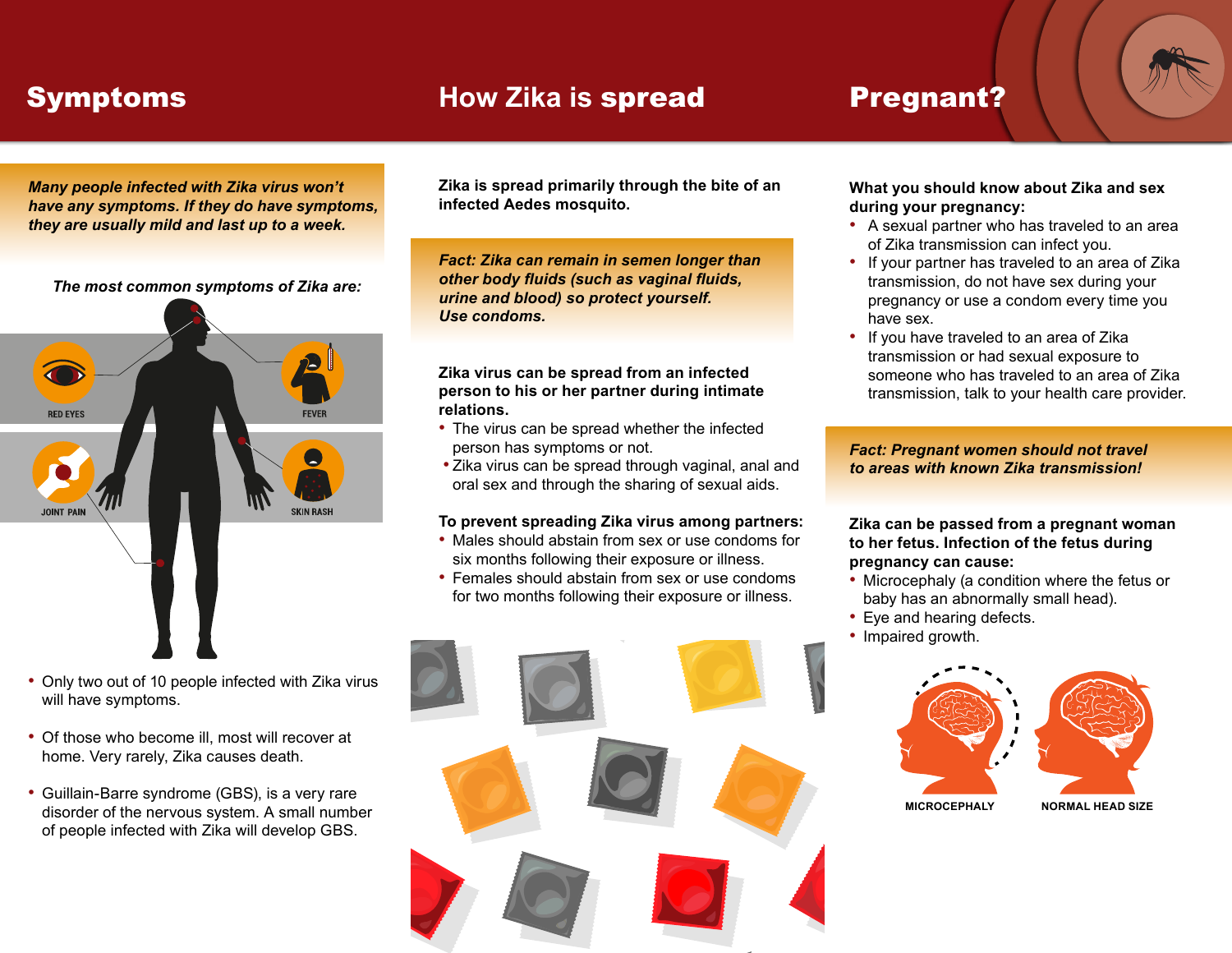## Symptoms

***Many people infected with Zika virus won't have any symptoms. If they do have symptoms, they are usually mild and last up to a week.***

*The most common symptoms of Zika are:*

RED EYES

FEVER

JOINT PAIN

SKIN RASH

- Only two out of 10 people infected with Zika virus will have symptoms.
- Of those who become ill, most will recover at home. Very rarely, Zika causes death.
- Guillain-Barre syndrome (GBS), is a very rare disorder of the nervous system. A small number of people infected with Zika will develop GBS.

## How Zika is spread

**Zika is spread primarily through the bite of an infected Aedes mosquito.**

***Fact: Zika can remain in semen longer than other body fluids (such as vaginal fluids, urine and blood) so protect yourself. Use condoms.***

**Zika virus can be spread from an infected person to his or her partner during intimate relations.**

- The virus can be spread whether the infected person has symptoms or not.
- Zika virus can be spread through vaginal, anal and oral sex and through the sharing of sexual aids.

**To prevent spreading Zika virus among partners:**

- Males should abstain from sex or use condoms for six months following their exposure or illness.
- Females should abstain from sex or use condoms for two months following their exposure or illness.

## Pregnant?

**What you should know about Zika and sex during your pregnancy:**

- A sexual partner who has traveled to an area of Zika transmission can infect you.
- If your partner has traveled to an area of Zika transmission, do not have sex during your pregnancy or use a condom every time you have sex.
- If you have traveled to an area of Zika transmission or had sexual exposure to someone who has traveled to an area of Zika transmission, talk to your health care provider.

***Fact: Pregnant women should not travel to areas with known Zika transmission!***

**Zika can be passed from a pregnant woman to her fetus. Infection of the fetus during pregnancy can cause:**

- Microcephaly (a condition where the fetus or baby has an abnormally small head).
- Eye and hearing defects.
- Impaired growth.

MICROCEPHALY

NORMAL HEAD SIZE